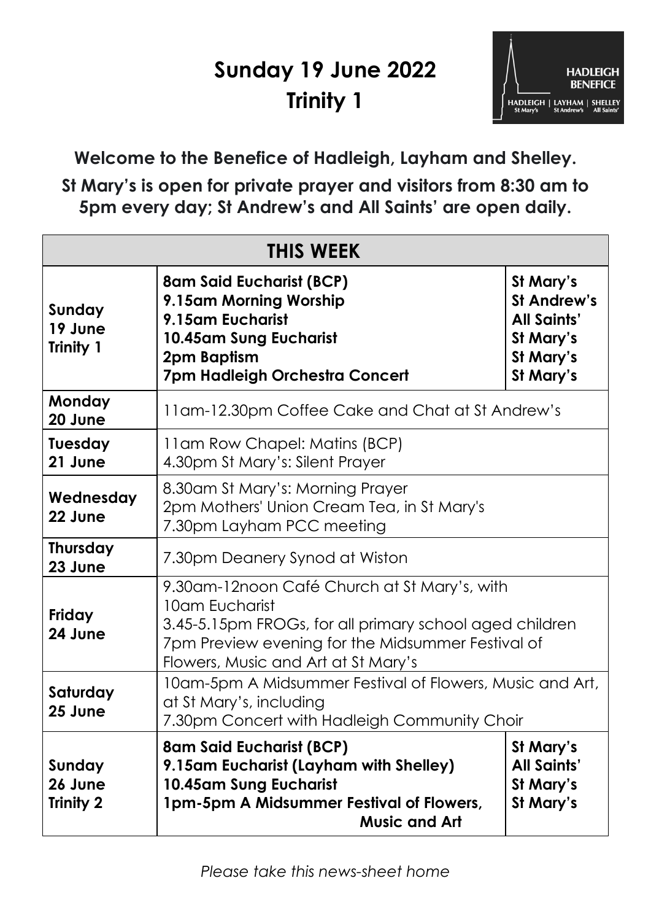# Sunday 19 June 2022
# Trinity 1

HADLEIGH BENEFICE
HADLEIGH | LAYHAM | SHELLEY
St Mary's | St Andrew's | All Saints'

**Welcome to the Benefice of Hadleigh, Layham and Shelley.**

**St Mary's is open for private prayer and visitors from 8:30 am to 5pm every day; St Andrew's and All Saints' are open daily.**

| THIS WEEK | | |
|---|---|---|
| **Sunday 19 June Trinity 1** | **8am Said Eucharist (BCP)**<br>**9.15am Morning Worship**<br>**9.15am Eucharist**<br>**10.45am Sung Eucharist**<br>**2pm Baptism**<br>**7pm Hadleigh Orchestra Concert** | **St Mary's**<br>**St Andrew's**<br>**All Saints'**<br>**St Mary's**<br>**St Mary's**<br>**St Mary's** |
| **Monday 20 June** | 11am-12.30pm Coffee Cake and Chat at St Andrew's | |
| **Tuesday 21 June** | 11am Row Chapel: Matins (BCP)<br>4.30pm St Mary's: Silent Prayer | |
| **Wednesday 22 June** | 8.30am St Mary's: Morning Prayer<br>2pm Mothers' Union Cream Tea, in St Mary's<br>7.30pm Layham PCC meeting | |
| **Thursday 23 June** | 7.30pm Deanery Synod at Wiston | |
| **Friday 24 June** | 9.30am-12noon Café Church at St Mary's, with 10am Eucharist<br>3.45-5.15pm FROGs, for all primary school aged children<br>7pm Preview evening for the Midsummer Festival of Flowers, Music and Art at St Mary's | |
| **Saturday 25 June** | 10am-5pm A Midsummer Festival of Flowers, Music and Art, at St Mary's, including<br>7.30pm Concert with Hadleigh Community Choir | |
| **Sunday 26 June Trinity 2** | **8am Said Eucharist (BCP)**<br>**9.15am Eucharist (Layham with Shelley)**<br>**10.45am Sung Eucharist**<br>**1pm-5pm A Midsummer Festival of Flowers, Music and Art** | **St Mary's**<br>**All Saints'**<br>**St Mary's**<br>**St Mary's** |

*Please take this news-sheet home*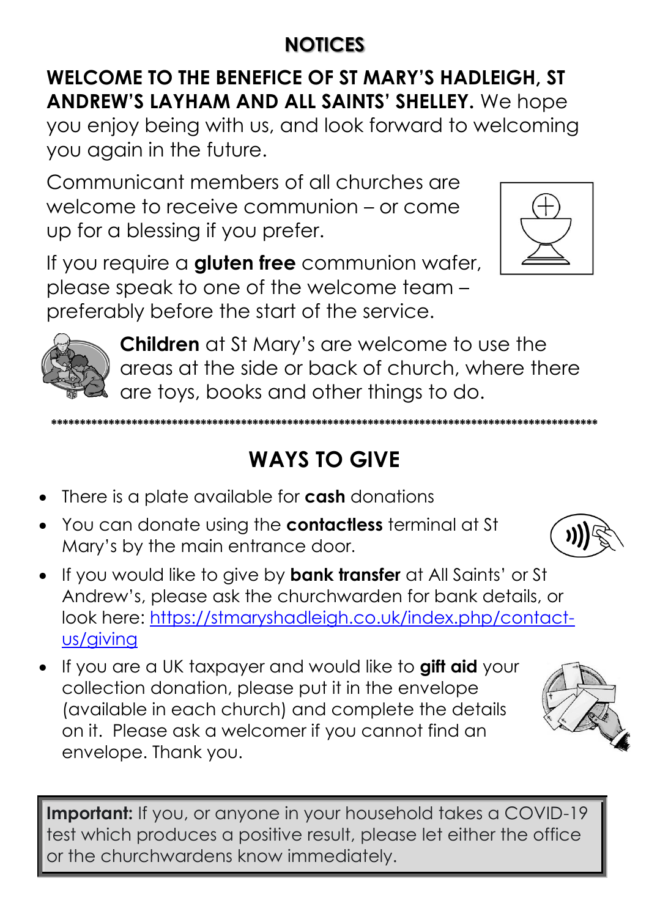# NOTICES

**WELCOME TO THE BENEFICE OF ST MARY'S HADLEIGH, ST ANDREW'S LAYHAM AND ALL SAINTS' SHELLEY.** We hope you enjoy being with us, and look forward to welcoming you again in the future.

Communicant members of all churches are welcome to receive communion – or come up for a blessing if you prefer.

If you require a **gluten free** communion wafer, please speak to one of the welcome team – preferably before the start of the service.

**Children** at St Mary's are welcome to use the areas at the side or back of church, where there are toys, books and other things to do.

***************************************************************************************************

## WAYS TO GIVE

- There is a plate available for **cash** donations
- You can donate using the **contactless** terminal at St Mary's by the main entrance door.
- If you would like to give by **bank transfer** at All Saints' or St Andrew's, please ask the churchwarden for bank details, or look here: https://stmaryshadleigh.co.uk/index.php/contact-us/giving
- If you are a UK taxpayer and would like to **gift aid** your collection donation, please put it in the envelope (available in each church) and complete the details on it. Please ask a welcomer if you cannot find an envelope. Thank you.

**Important:** If you, or anyone in your household takes a COVID-19 test which produces a positive result, please let either the office or the churchwardens know immediately.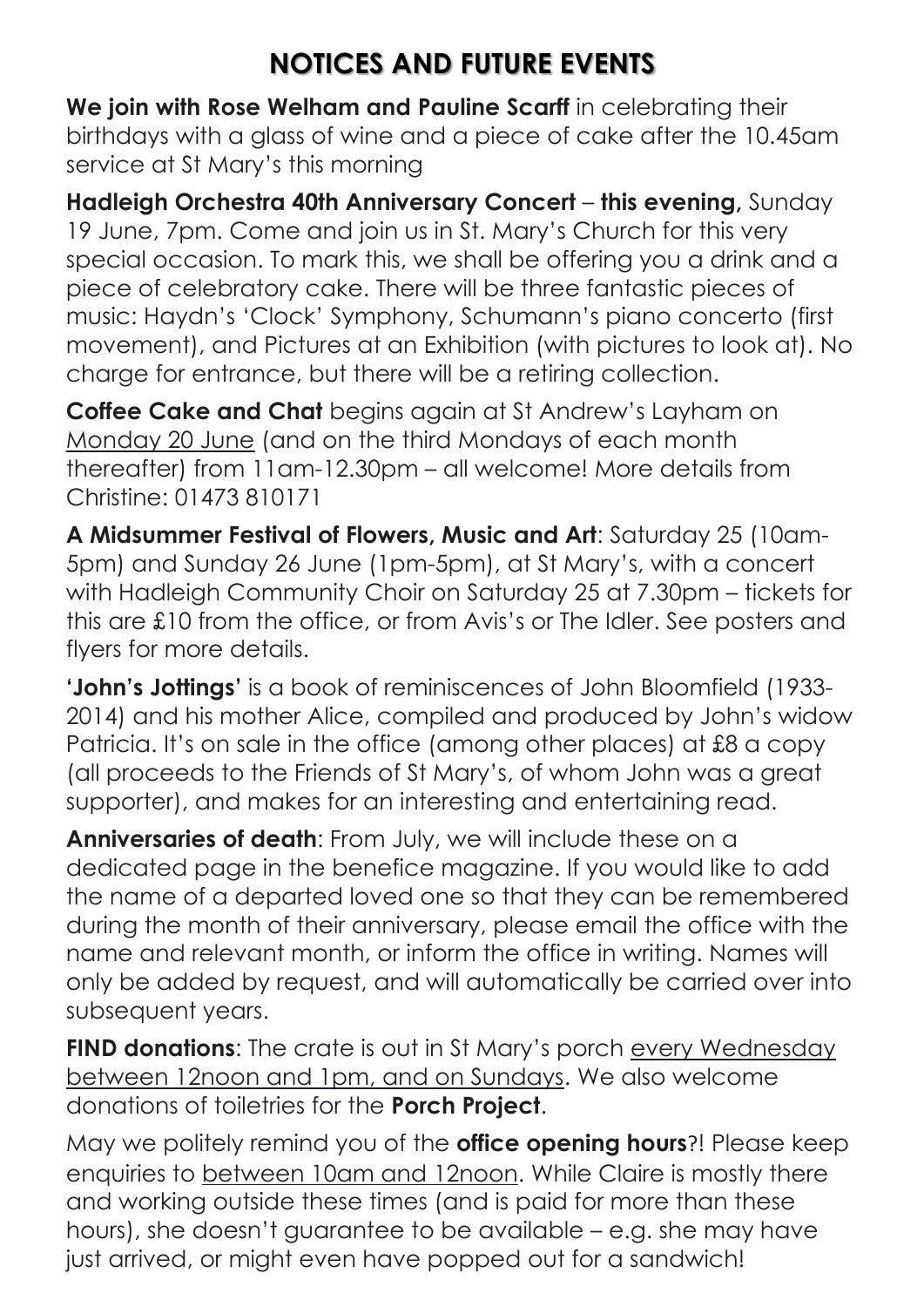## NOTICES AND FUTURE EVENTS

**We join with Rose Welham and Pauline Scarff** in celebrating their birthdays with a glass of wine and a piece of cake after the 10.45am service at St Mary's this morning

**Hadleigh Orchestra 40th Anniversary Concert** – **this evening,** Sunday 19 June, 7pm. Come and join us in St. Mary's Church for this very special occasion. To mark this, we shall be offering you a drink and a piece of celebratory cake. There will be three fantastic pieces of music: Haydn's 'Clock' Symphony, Schumann's piano concerto (first movement), and Pictures at an Exhibition (with pictures to look at). No charge for entrance, but there will be a retiring collection.

**Coffee Cake and Chat** begins again at St Andrew's Layham on Monday 20 June (and on the third Mondays of each month thereafter) from 11am-12.30pm – all welcome! More details from Christine: 01473 810171

**A Midsummer Festival of Flowers, Music and Art**: Saturday 25 (10am-5pm) and Sunday 26 June (1pm-5pm), at St Mary's, with a concert with Hadleigh Community Choir on Saturday 25 at 7.30pm – tickets for this are £10 from the office, or from Avis's or The Idler. See posters and flyers for more details.

**'John's Jottings'** is a book of reminiscences of John Bloomfield (1933-2014) and his mother Alice, compiled and produced by John's widow Patricia. It's on sale in the office (among other places) at £8 a copy (all proceeds to the Friends of St Mary's, of whom John was a great supporter), and makes for an interesting and entertaining read.

**Anniversaries of death**: From July, we will include these on a dedicated page in the benefice magazine. If you would like to add the name of a departed loved one so that they can be remembered during the month of their anniversary, please email the office with the name and relevant month, or inform the office in writing. Names will only be added by request, and will automatically be carried over into subsequent years.

**FIND donations**: The crate is out in St Mary's porch every Wednesday between 12noon and 1pm, and on Sundays. We also welcome donations of toiletries for the **Porch Project**.

May we politely remind you of the **office opening hours**?! Please keep enquiries to between 10am and 12noon. While Claire is mostly there and working outside these times (and is paid for more than these hours), she doesn't guarantee to be available – e.g. she may have just arrived, or might even have popped out for a sandwich!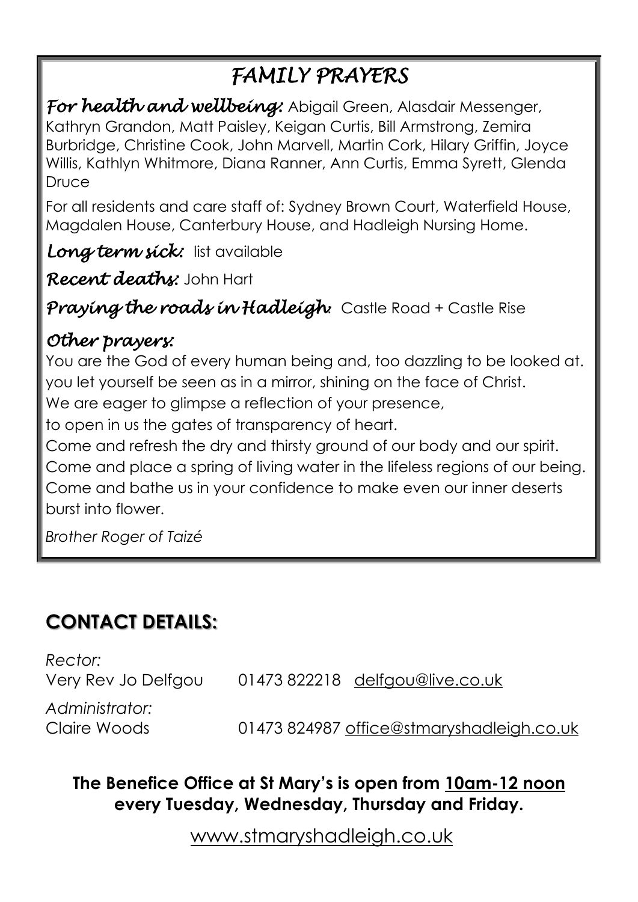# *FAMILY PRAYERS*

***For health and wellbeing:*** Abigail Green, Alasdair Messenger, Kathryn Grandon, Matt Paisley, Keigan Curtis, Bill Armstrong, Zemira Burbridge, Christine Cook, John Marvell, Martin Cork, Hilary Griffin, Joyce Willis, Kathlyn Whitmore, Diana Ranner, Ann Curtis, Emma Syrett, Glenda Druce

For all residents and care staff of: Sydney Brown Court, Waterfield House, Magdalen House, Canterbury House, and Hadleigh Nursing Home.

***Long term sick:*** list available

***Recent deaths:*** John Hart

***Praying the roads in Hadleigh:*** Castle Road + Castle Rise

***Other prayers:***

You are the God of every human being and, too dazzling to be looked at. you let yourself be seen as in a mirror, shining on the face of Christ.
We are eager to glimpse a reflection of your presence,
to open in us the gates of transparency of heart.
Come and refresh the dry and thirsty ground of our body and our spirit.
Come and place a spring of living water in the lifeless regions of our being.
Come and bathe us in your confidence to make even our inner deserts burst into flower.

*Brother Roger of Taizé*

## CONTACT DETAILS:

*Rector:*
Very Rev Jo Delfgou 01473 822218 delfgou@live.co.uk

*Administrator:*
Claire Woods 01473 824987 office@stmaryshadleigh.co.uk

**The Benefice Office at St Mary's is open from 10am-12 noon every Tuesday, Wednesday, Thursday and Friday.**

www.stmaryshadleigh.co.uk